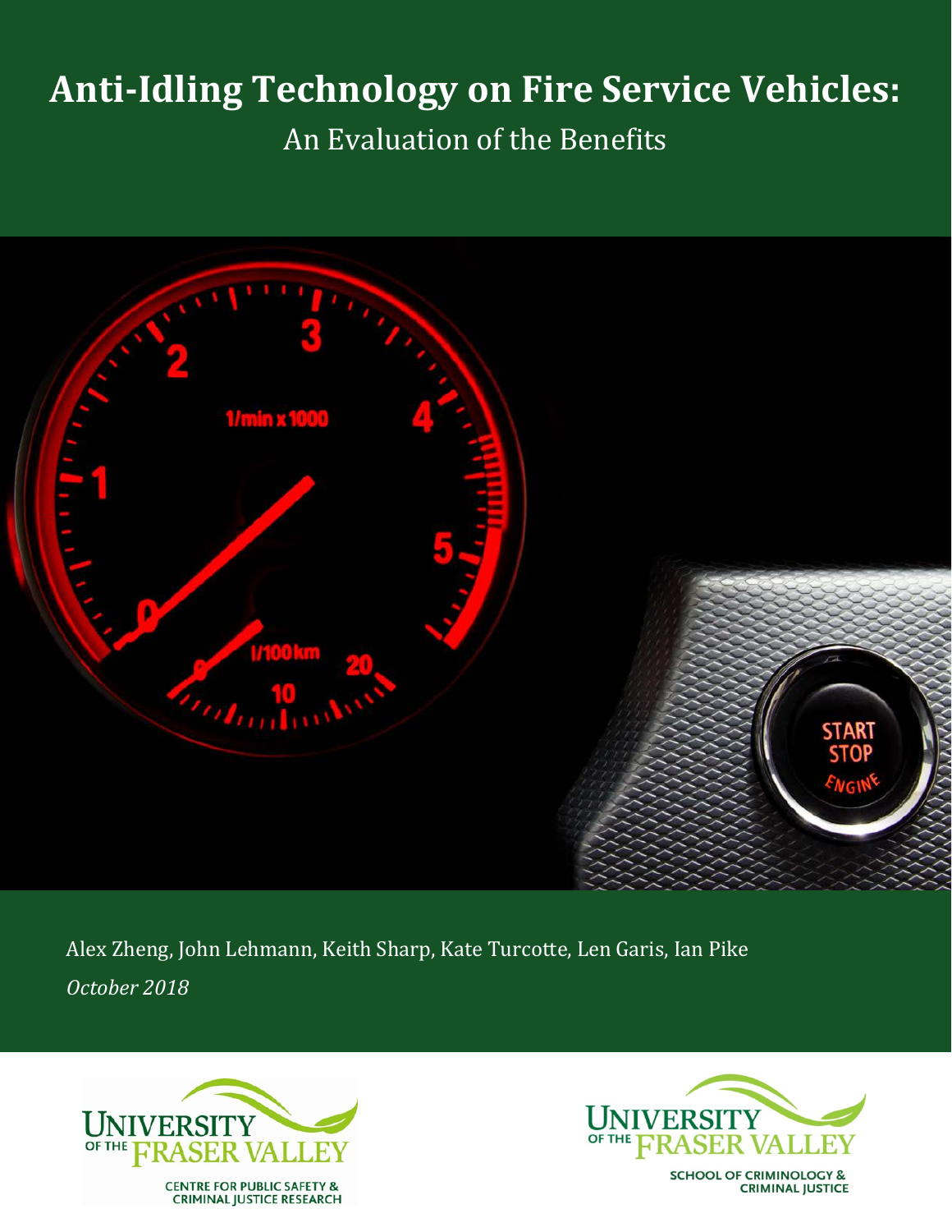# Anti-Idling Technology on Fire Service Vehicles:

An Evaluation of the Benefits

Alex Zheng, John Lehmann, Keith Sharp, Kate Turcotte, Len Garis, Ian Pike

*October 2018*

UNIVERSITY OF THE FRASER VALLEY
CENTRE FOR PUBLIC SAFETY & CRIMINAL JUSTICE RESEARCH

UNIVERSITY OF THE FRASER VALLEY
SCHOOL OF CRIMINOLOGY & CRIMINAL JUSTICE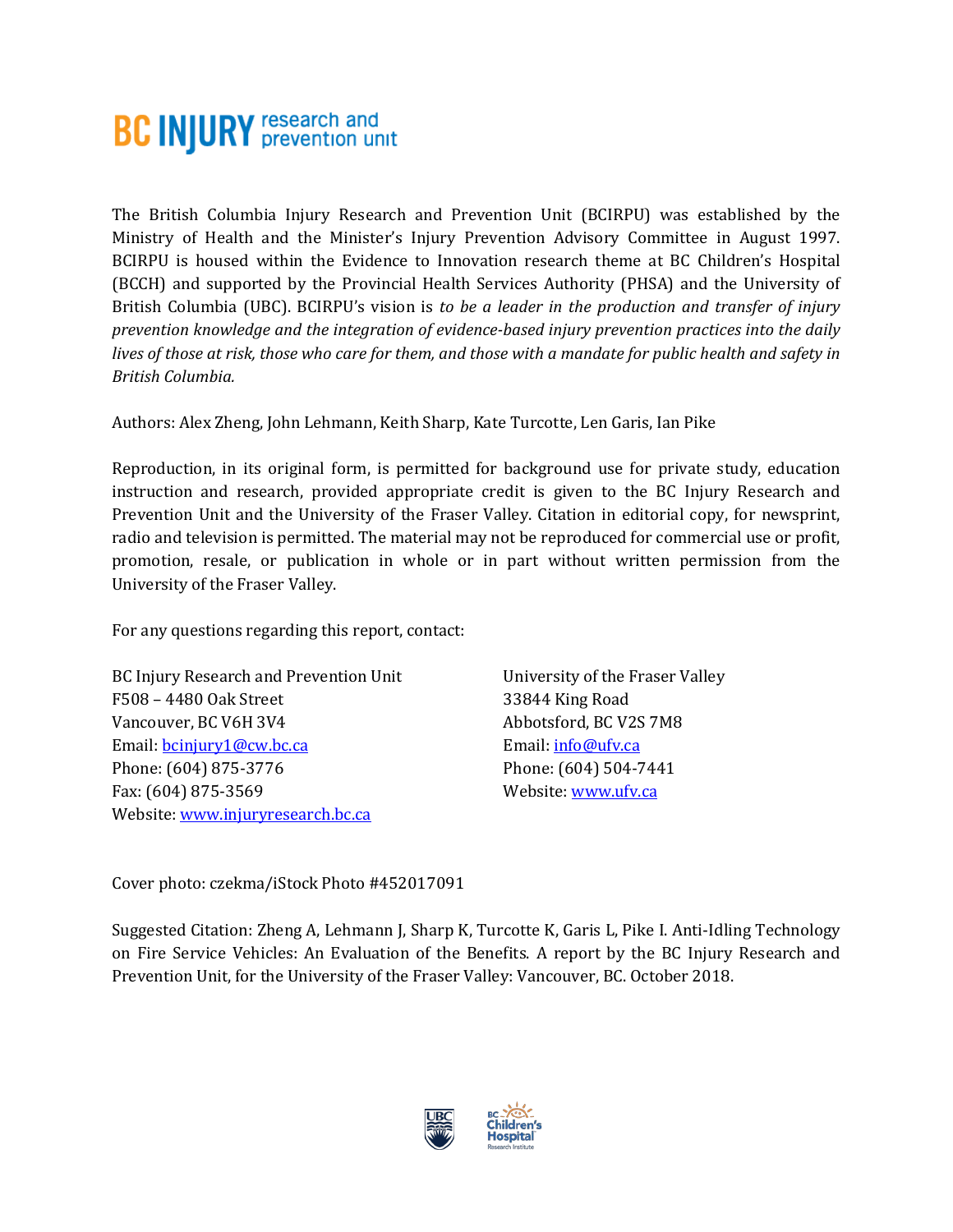BC INJURY research and prevention unit

The British Columbia Injury Research and Prevention Unit (BCIRPU) was established by the Ministry of Health and the Minister's Injury Prevention Advisory Committee in August 1997. BCIRPU is housed within the Evidence to Innovation research theme at BC Children's Hospital (BCCH) and supported by the Provincial Health Services Authority (PHSA) and the University of British Columbia (UBC). BCIRPU's vision is *to be a leader in the production and transfer of injury prevention knowledge and the integration of evidence-based injury prevention practices into the daily lives of those at risk, those who care for them, and those with a mandate for public health and safety in British Columbia.*

Authors: Alex Zheng, John Lehmann, Keith Sharp, Kate Turcotte, Len Garis, Ian Pike

Reproduction, in its original form, is permitted for background use for private study, education instruction and research, provided appropriate credit is given to the BC Injury Research and Prevention Unit and the University of the Fraser Valley. Citation in editorial copy, for newsprint, radio and television is permitted. The material may not be reproduced for commercial use or profit, promotion, resale, or publication in whole or in part without written permission from the University of the Fraser Valley.

For any questions regarding this report, contact:

BC Injury Research and Prevention Unit
F508 – 4480 Oak Street
Vancouver, BC V6H 3V4
Email: bcinjury1@cw.bc.ca
Phone: (604) 875-3776
Fax: (604) 875-3569
Website: www.injuryresearch.bc.ca

University of the Fraser Valley
33844 King Road
Abbotsford, BC V2S 7M8
Email: info@ufv.ca
Phone: (604) 504-7441
Website: www.ufv.ca

Cover photo: czekma/iStock Photo #452017091

Suggested Citation: Zheng A, Lehmann J, Sharp K, Turcotte K, Garis L, Pike I. Anti-Idling Technology on Fire Service Vehicles: An Evaluation of the Benefits. A report by the BC Injury Research and Prevention Unit, for the University of the Fraser Valley: Vancouver, BC. October 2018.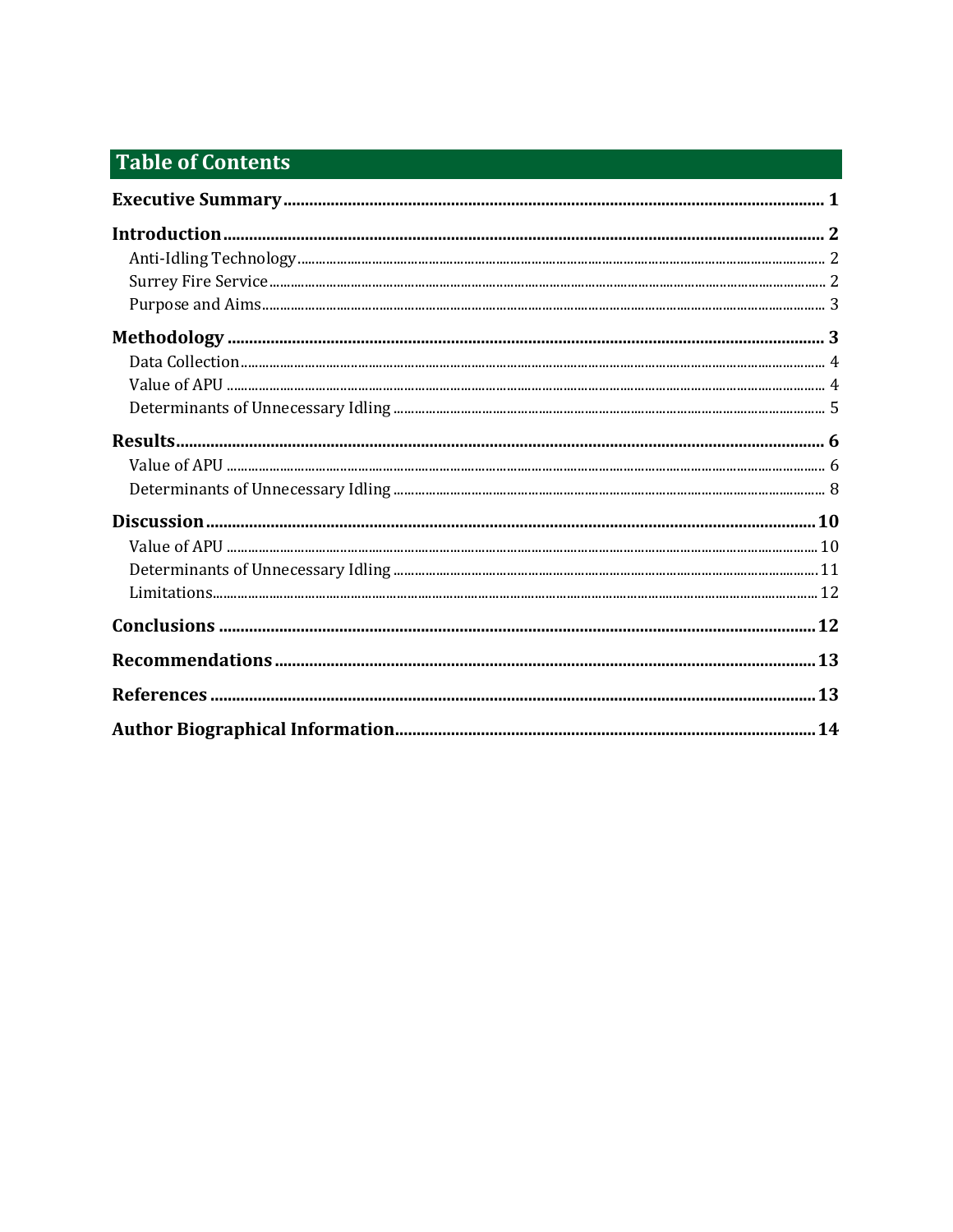# Table of Contents

**Executive Summary** ..... **1**

**Introduction** ..... **2**

- Anti-Idling Technology ..... 2
- Surrey Fire Service ..... 2
- Purpose and Aims ..... 3

**Methodology** ..... **3**

- Data Collection ..... 4
- Value of APU ..... 4
- Determinants of Unnecessary Idling ..... 5

**Results** ..... **6**

- Value of APU ..... 6
- Determinants of Unnecessary Idling ..... 8

**Discussion** ..... **10**

- Value of APU ..... 10
- Determinants of Unnecessary Idling ..... 11
- Limitations ..... 12

**Conclusions** ..... **12**

**Recommendations** ..... **13**

**References** ..... **13**

**Author Biographical Information** ..... **14**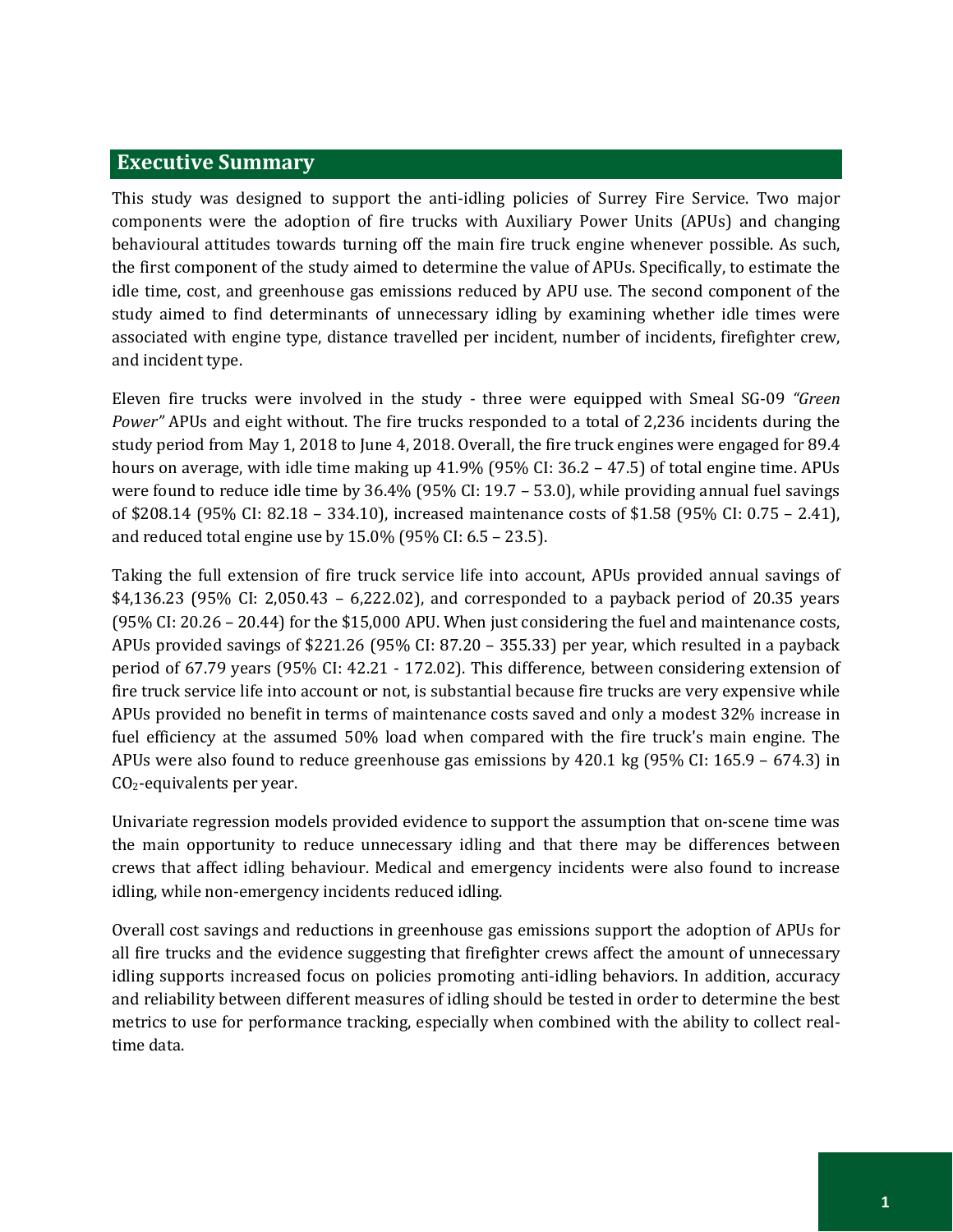## Executive Summary

This study was designed to support the anti-idling policies of Surrey Fire Service. Two major components were the adoption of fire trucks with Auxiliary Power Units (APUs) and changing behavioural attitudes towards turning off the main fire truck engine whenever possible. As such, the first component of the study aimed to determine the value of APUs. Specifically, to estimate the idle time, cost, and greenhouse gas emissions reduced by APU use. The second component of the study aimed to find determinants of unnecessary idling by examining whether idle times were associated with engine type, distance travelled per incident, number of incidents, firefighter crew, and incident type.

Eleven fire trucks were involved in the study - three were equipped with Smeal SG-09 *"Green Power"* APUs and eight without. The fire trucks responded to a total of 2,236 incidents during the study period from May 1, 2018 to June 4, 2018. Overall, the fire truck engines were engaged for 89.4 hours on average, with idle time making up 41.9% (95% CI: 36.2 – 47.5) of total engine time. APUs were found to reduce idle time by 36.4% (95% CI: 19.7 – 53.0), while providing annual fuel savings of $208.14 (95% CI: 82.18 – 334.10), increased maintenance costs of $1.58 (95% CI: 0.75 – 2.41), and reduced total engine use by 15.0% (95% CI: 6.5 – 23.5).

Taking the full extension of fire truck service life into account, APUs provided annual savings of $4,136.23 (95% CI: 2,050.43 – 6,222.02), and corresponded to a payback period of 20.35 years (95% CI: 20.26 – 20.44) for the $15,000 APU. When just considering the fuel and maintenance costs, APUs provided savings of $221.26 (95% CI: 87.20 – 355.33) per year, which resulted in a payback period of 67.79 years (95% CI: 42.21 - 172.02). This difference, between considering extension of fire truck service life into account or not, is substantial because fire trucks are very expensive while APUs provided no benefit in terms of maintenance costs saved and only a modest 32% increase in fuel efficiency at the assumed 50% load when compared with the fire truck's main engine. The APUs were also found to reduce greenhouse gas emissions by 420.1 kg (95% CI: 165.9 – 674.3) in $CO_2$-equivalents per year.

Univariate regression models provided evidence to support the assumption that on-scene time was the main opportunity to reduce unnecessary idling and that there may be differences between crews that affect idling behaviour. Medical and emergency incidents were also found to increase idling, while non-emergency incidents reduced idling.

Overall cost savings and reductions in greenhouse gas emissions support the adoption of APUs for all fire trucks and the evidence suggesting that firefighter crews affect the amount of unnecessary idling supports increased focus on policies promoting anti-idling behaviors. In addition, accuracy and reliability between different measures of idling should be tested in order to determine the best metrics to use for performance tracking, especially when combined with the ability to collect real-time data.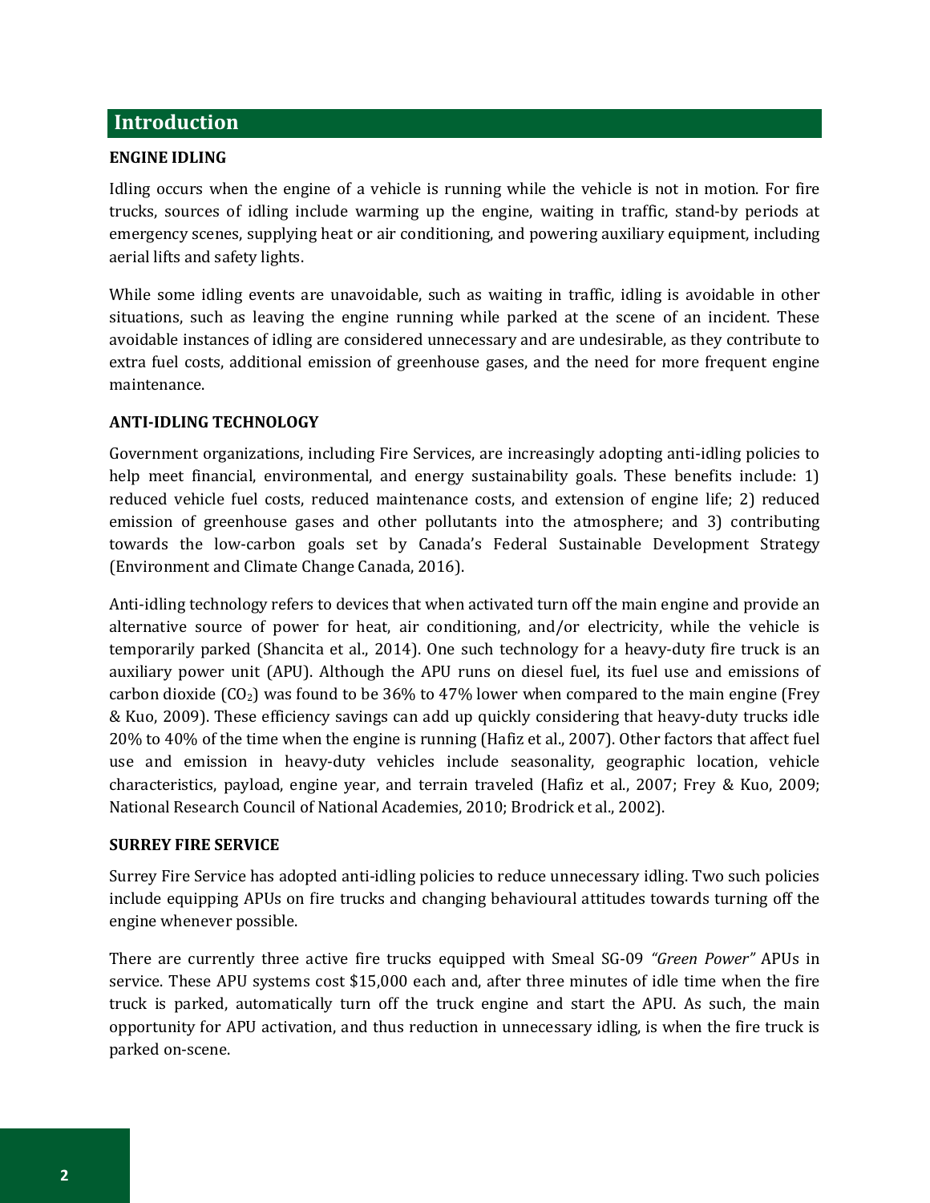## Introduction

### ENGINE IDLING

Idling occurs when the engine of a vehicle is running while the vehicle is not in motion. For fire trucks, sources of idling include warming up the engine, waiting in traffic, stand-by periods at emergency scenes, supplying heat or air conditioning, and powering auxiliary equipment, including aerial lifts and safety lights.

While some idling events are unavoidable, such as waiting in traffic, idling is avoidable in other situations, such as leaving the engine running while parked at the scene of an incident. These avoidable instances of idling are considered unnecessary and are undesirable, as they contribute to extra fuel costs, additional emission of greenhouse gases, and the need for more frequent engine maintenance.

### ANTI-IDLING TECHNOLOGY

Government organizations, including Fire Services, are increasingly adopting anti-idling policies to help meet financial, environmental, and energy sustainability goals. These benefits include: 1) reduced vehicle fuel costs, reduced maintenance costs, and extension of engine life; 2) reduced emission of greenhouse gases and other pollutants into the atmosphere; and 3) contributing towards the low-carbon goals set by Canada's Federal Sustainable Development Strategy (Environment and Climate Change Canada, 2016).

Anti-idling technology refers to devices that when activated turn off the main engine and provide an alternative source of power for heat, air conditioning, and/or electricity, while the vehicle is temporarily parked (Shancita et al., 2014). One such technology for a heavy-duty fire truck is an auxiliary power unit (APU). Although the APU runs on diesel fuel, its fuel use and emissions of carbon dioxide ($CO_2$) was found to be 36% to 47% lower when compared to the main engine (Frey & Kuo, 2009). These efficiency savings can add up quickly considering that heavy-duty trucks idle 20% to 40% of the time when the engine is running (Hafiz et al., 2007). Other factors that affect fuel use and emission in heavy-duty vehicles include seasonality, geographic location, vehicle characteristics, payload, engine year, and terrain traveled (Hafiz et al., 2007; Frey & Kuo, 2009; National Research Council of National Academies, 2010; Brodrick et al., 2002).

### SURREY FIRE SERVICE

Surrey Fire Service has adopted anti-idling policies to reduce unnecessary idling. Two such policies include equipping APUs on fire trucks and changing behavioural attitudes towards turning off the engine whenever possible.

There are currently three active fire trucks equipped with Smeal SG-09 *"Green Power"* APUs in service. These APU systems cost $15,000 each and, after three minutes of idle time when the fire truck is parked, automatically turn off the truck engine and start the APU. As such, the main opportunity for APU activation, and thus reduction in unnecessary idling, is when the fire truck is parked on-scene.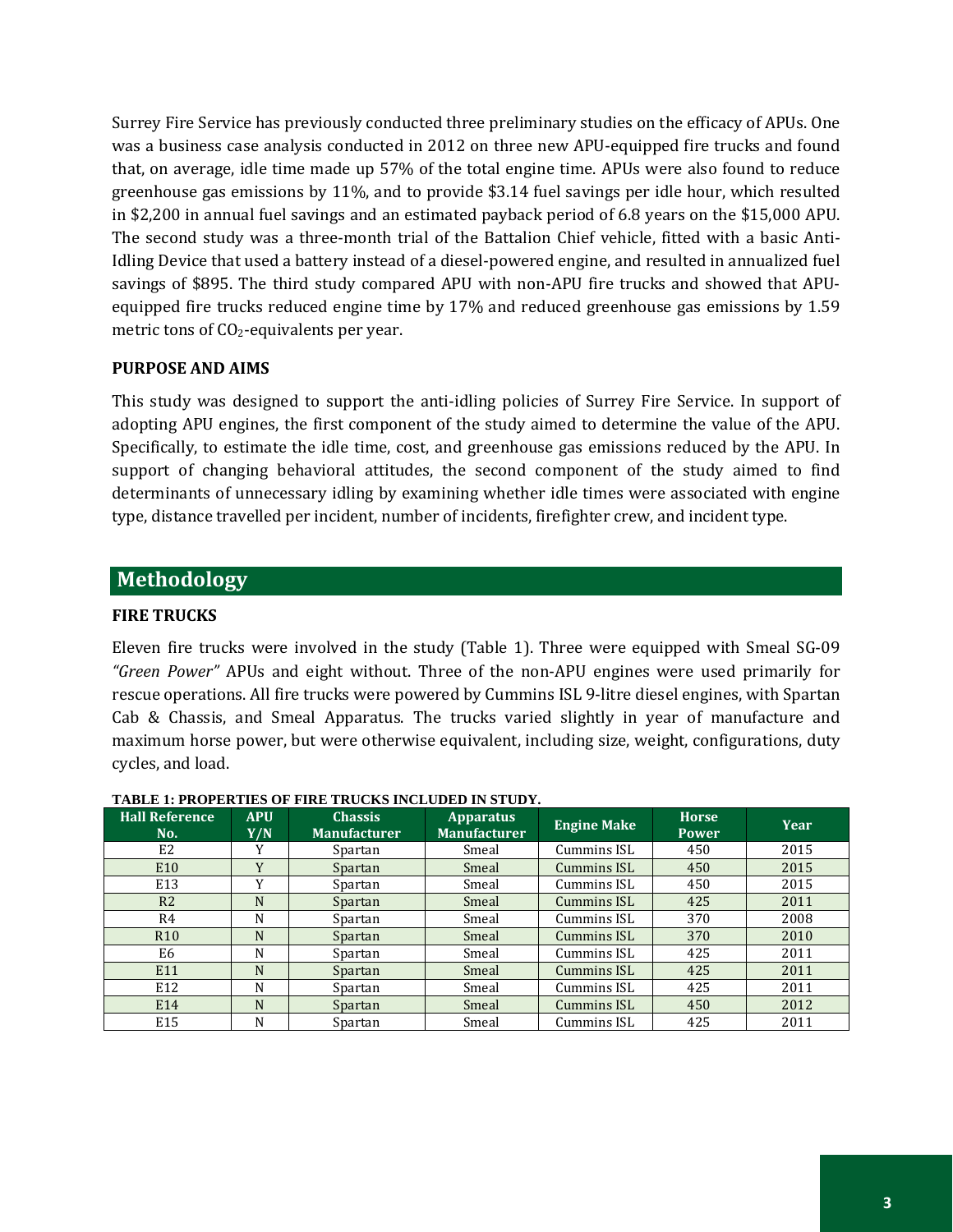Surrey Fire Service has previously conducted three preliminary studies on the efficacy of APUs. One was a business case analysis conducted in 2012 on three new APU-equipped fire trucks and found that, on average, idle time made up 57% of the total engine time. APUs were also found to reduce greenhouse gas emissions by 11%, and to provide $3.14 fuel savings per idle hour, which resulted in $2,200 in annual fuel savings and an estimated payback period of 6.8 years on the $15,000 APU. The second study was a three-month trial of the Battalion Chief vehicle, fitted with a basic Anti-Idling Device that used a battery instead of a diesel-powered engine, and resulted in annualized fuel savings of $895. The third study compared APU with non-APU fire trucks and showed that APU-equipped fire trucks reduced engine time by 17% and reduced greenhouse gas emissions by 1.59 metric tons of $CO_2$-equivalents per year.

### PURPOSE AND AIMS

This study was designed to support the anti-idling policies of Surrey Fire Service. In support of adopting APU engines, the first component of the study aimed to determine the value of the APU. Specifically, to estimate the idle time, cost, and greenhouse gas emissions reduced by the APU. In support of changing behavioral attitudes, the second component of the study aimed to find determinants of unnecessary idling by examining whether idle times were associated with engine type, distance travelled per incident, number of incidents, firefighter crew, and incident type.

## Methodology

### FIRE TRUCKS

Eleven fire trucks were involved in the study (Table 1). Three were equipped with Smeal SG-09 *"Green Power"* APUs and eight without. Three of the non-APU engines were used primarily for rescue operations. All fire trucks were powered by Cummins ISL 9-litre diesel engines, with Spartan Cab & Chassis, and Smeal Apparatus. The trucks varied slightly in year of manufacture and maximum horse power, but were otherwise equivalent, including size, weight, configurations, duty cycles, and load.

**TABLE 1: PROPERTIES OF FIRE TRUCKS INCLUDED IN STUDY.**

| Hall Reference No. | APU Y/N | Chassis Manufacturer | Apparatus Manufacturer | Engine Make | Horse Power | Year |
|---|---|---|---|---|---|---|
| E2 | Y | Spartan | Smeal | Cummins ISL | 450 | 2015 |
| E10 | Y | Spartan | Smeal | Cummins ISL | 450 | 2015 |
| E13 | Y | Spartan | Smeal | Cummins ISL | 450 | 2015 |
| R2 | N | Spartan | Smeal | Cummins ISL | 425 | 2011 |
| R4 | N | Spartan | Smeal | Cummins ISL | 370 | 2008 |
| R10 | N | Spartan | Smeal | Cummins ISL | 370 | 2010 |
| E6 | N | Spartan | Smeal | Cummins ISL | 425 | 2011 |
| E11 | N | Spartan | Smeal | Cummins ISL | 425 | 2011 |
| E12 | N | Spartan | Smeal | Cummins ISL | 425 | 2011 |
| E14 | N | Spartan | Smeal | Cummins ISL | 450 | 2012 |
| E15 | N | Spartan | Smeal | Cummins ISL | 425 | 2011 |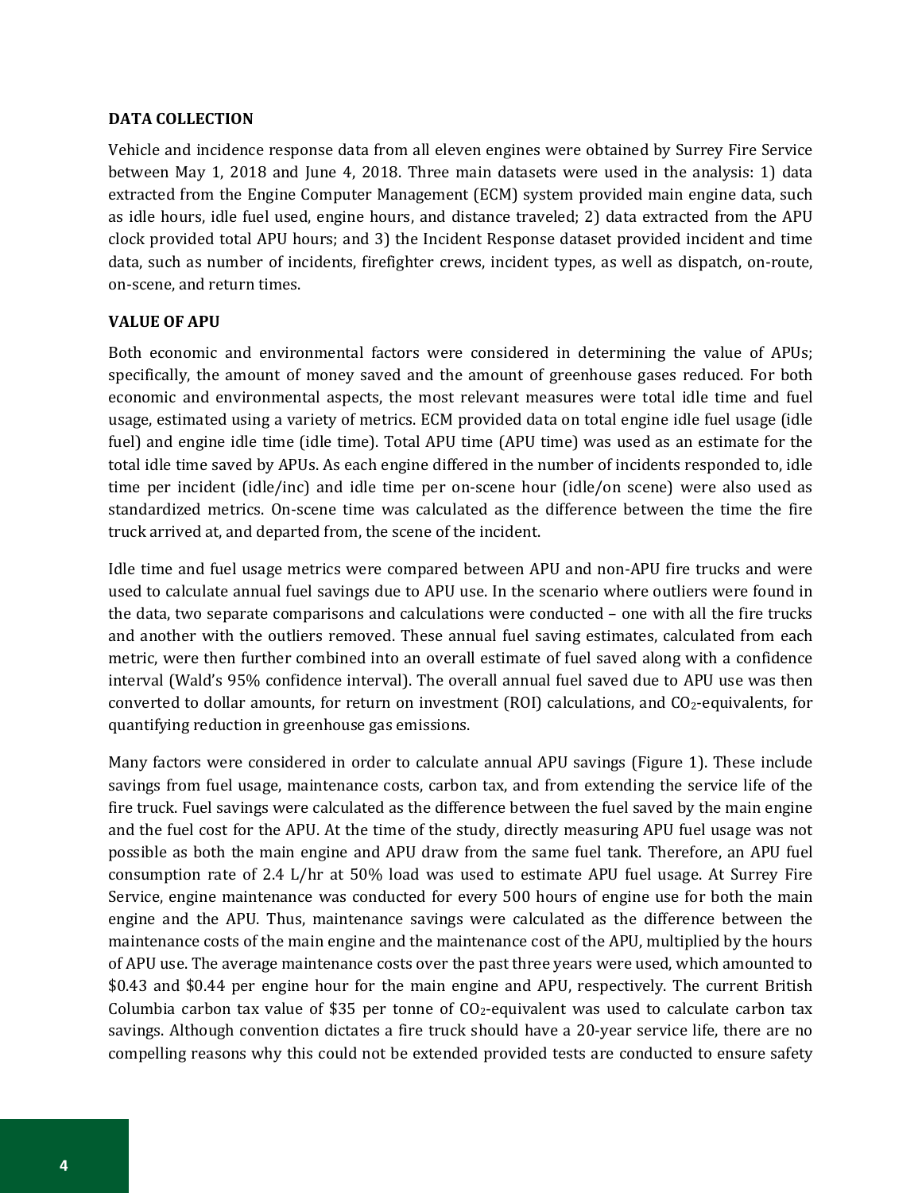### DATA COLLECTION

Vehicle and incidence response data from all eleven engines were obtained by Surrey Fire Service between May 1, 2018 and June 4, 2018. Three main datasets were used in the analysis: 1) data extracted from the Engine Computer Management (ECM) system provided main engine data, such as idle hours, idle fuel used, engine hours, and distance traveled; 2) data extracted from the APU clock provided total APU hours; and 3) the Incident Response dataset provided incident and time data, such as number of incidents, firefighter crews, incident types, as well as dispatch, on-route, on-scene, and return times.

### VALUE OF APU

Both economic and environmental factors were considered in determining the value of APUs; specifically, the amount of money saved and the amount of greenhouse gases reduced. For both economic and environmental aspects, the most relevant measures were total idle time and fuel usage, estimated using a variety of metrics. ECM provided data on total engine idle fuel usage (idle fuel) and engine idle time (idle time). Total APU time (APU time) was used as an estimate for the total idle time saved by APUs. As each engine differed in the number of incidents responded to, idle time per incident (idle/inc) and idle time per on-scene hour (idle/on scene) were also used as standardized metrics. On-scene time was calculated as the difference between the time the fire truck arrived at, and departed from, the scene of the incident.

Idle time and fuel usage metrics were compared between APU and non-APU fire trucks and were used to calculate annual fuel savings due to APU use. In the scenario where outliers were found in the data, two separate comparisons and calculations were conducted – one with all the fire trucks and another with the outliers removed. These annual fuel saving estimates, calculated from each metric, were then further combined into an overall estimate of fuel saved along with a confidence interval (Wald's 95% confidence interval). The overall annual fuel saved due to APU use was then converted to dollar amounts, for return on investment (ROI) calculations, and $CO_2$-equivalents, for quantifying reduction in greenhouse gas emissions.

Many factors were considered in order to calculate annual APU savings (Figure 1). These include savings from fuel usage, maintenance costs, carbon tax, and from extending the service life of the fire truck. Fuel savings were calculated as the difference between the fuel saved by the main engine and the fuel cost for the APU. At the time of the study, directly measuring APU fuel usage was not possible as both the main engine and APU draw from the same fuel tank. Therefore, an APU fuel consumption rate of 2.4 L/hr at 50% load was used to estimate APU fuel usage. At Surrey Fire Service, engine maintenance was conducted for every 500 hours of engine use for both the main engine and the APU. Thus, maintenance savings were calculated as the difference between the maintenance costs of the main engine and the maintenance cost of the APU, multiplied by the hours of APU use. The average maintenance costs over the past three years were used, which amounted to $0.43 and $0.44 per engine hour for the main engine and APU, respectively. The current British Columbia carbon tax value of $35 per tonne of $CO_2$-equivalent was used to calculate carbon tax savings. Although convention dictates a fire truck should have a 20-year service life, there are no compelling reasons why this could not be extended provided tests are conducted to ensure safety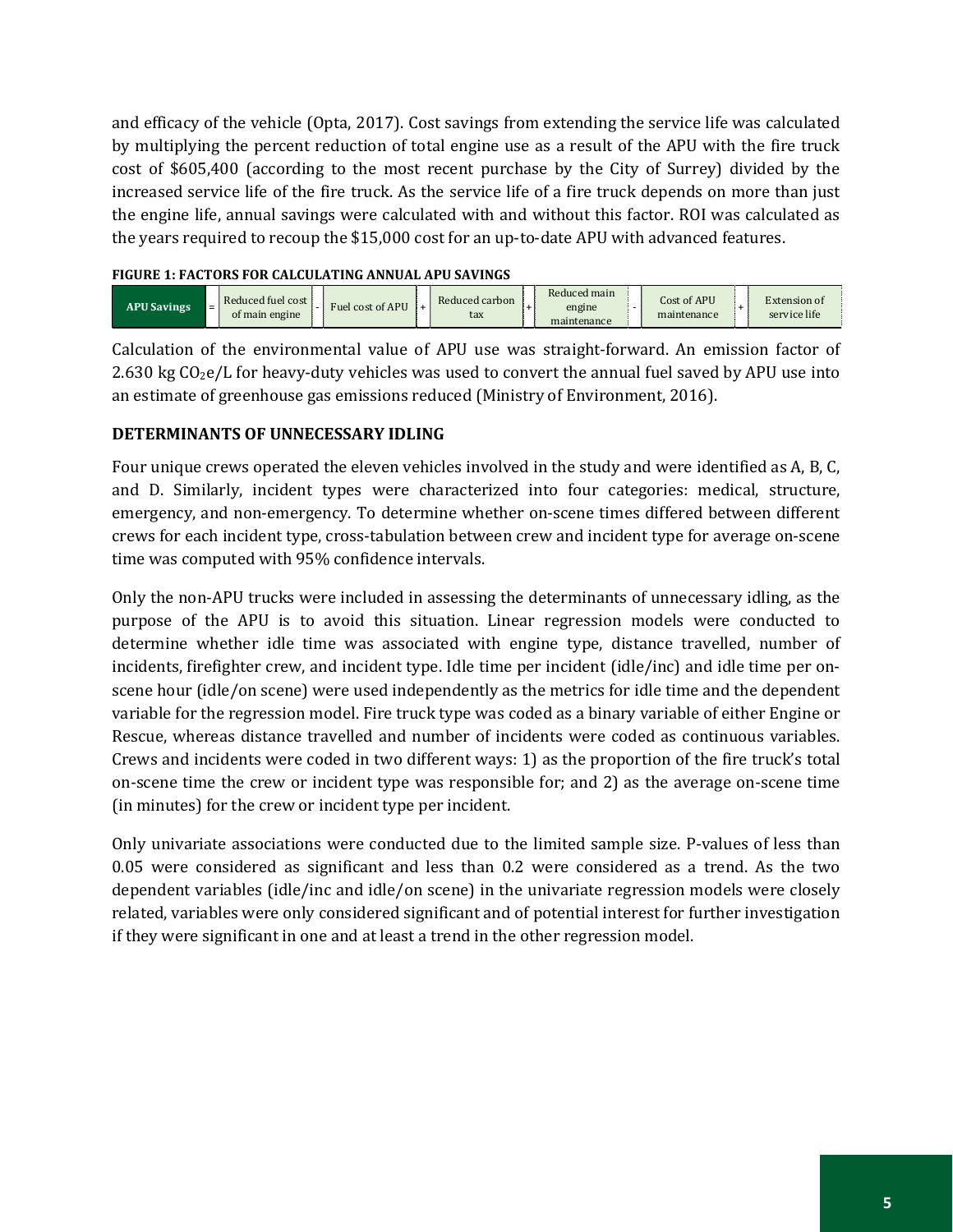and efficacy of the vehicle (Opta, 2017). Cost savings from extending the service life was calculated by multiplying the percent reduction of total engine use as a result of the APU with the fire truck cost of $605,400 (according to the most recent purchase by the City of Surrey) divided by the increased service life of the fire truck. As the service life of a fire truck depends on more than just the engine life, annual savings were calculated with and without this factor. ROI was calculated as the years required to recoup the $15,000 cost for an up-to-date APU with advanced features.

**FIGURE 1: FACTORS FOR CALCULATING ANNUAL APU SAVINGS**

| APU Savings | = | Reduced fuel cost of main engine | - | Fuel cost of APU | + | Reduced carbon tax | + | Reduced main engine maintenance | - | Cost of APU maintenance | + | Extension of service life |
|---|---|---|---|---|---|---|---|---|---|---|---|---|

Calculation of the environmental value of APU use was straight-forward. An emission factor of 2.630 kg $CO_2$e/L for heavy-duty vehicles was used to convert the annual fuel saved by APU use into an estimate of greenhouse gas emissions reduced (Ministry of Environment, 2016).

### DETERMINANTS OF UNNECESSARY IDLING

Four unique crews operated the eleven vehicles involved in the study and were identified as A, B, C, and D. Similarly, incident types were characterized into four categories: medical, structure, emergency, and non-emergency. To determine whether on-scene times differed between different crews for each incident type, cross-tabulation between crew and incident type for average on-scene time was computed with 95% confidence intervals.

Only the non-APU trucks were included in assessing the determinants of unnecessary idling, as the purpose of the APU is to avoid this situation. Linear regression models were conducted to determine whether idle time was associated with engine type, distance travelled, number of incidents, firefighter crew, and incident type. Idle time per incident (idle/inc) and idle time per on-scene hour (idle/on scene) were used independently as the metrics for idle time and the dependent variable for the regression model. Fire truck type was coded as a binary variable of either Engine or Rescue, whereas distance travelled and number of incidents were coded as continuous variables. Crews and incidents were coded in two different ways: 1) as the proportion of the fire truck's total on-scene time the crew or incident type was responsible for; and 2) as the average on-scene time (in minutes) for the crew or incident type per incident.

Only univariate associations were conducted due to the limited sample size. P-values of less than 0.05 were considered as significant and less than 0.2 were considered as a trend. As the two dependent variables (idle/inc and idle/on scene) in the univariate regression models were closely related, variables were only considered significant and of potential interest for further investigation if they were significant in one and at least a trend in the other regression model.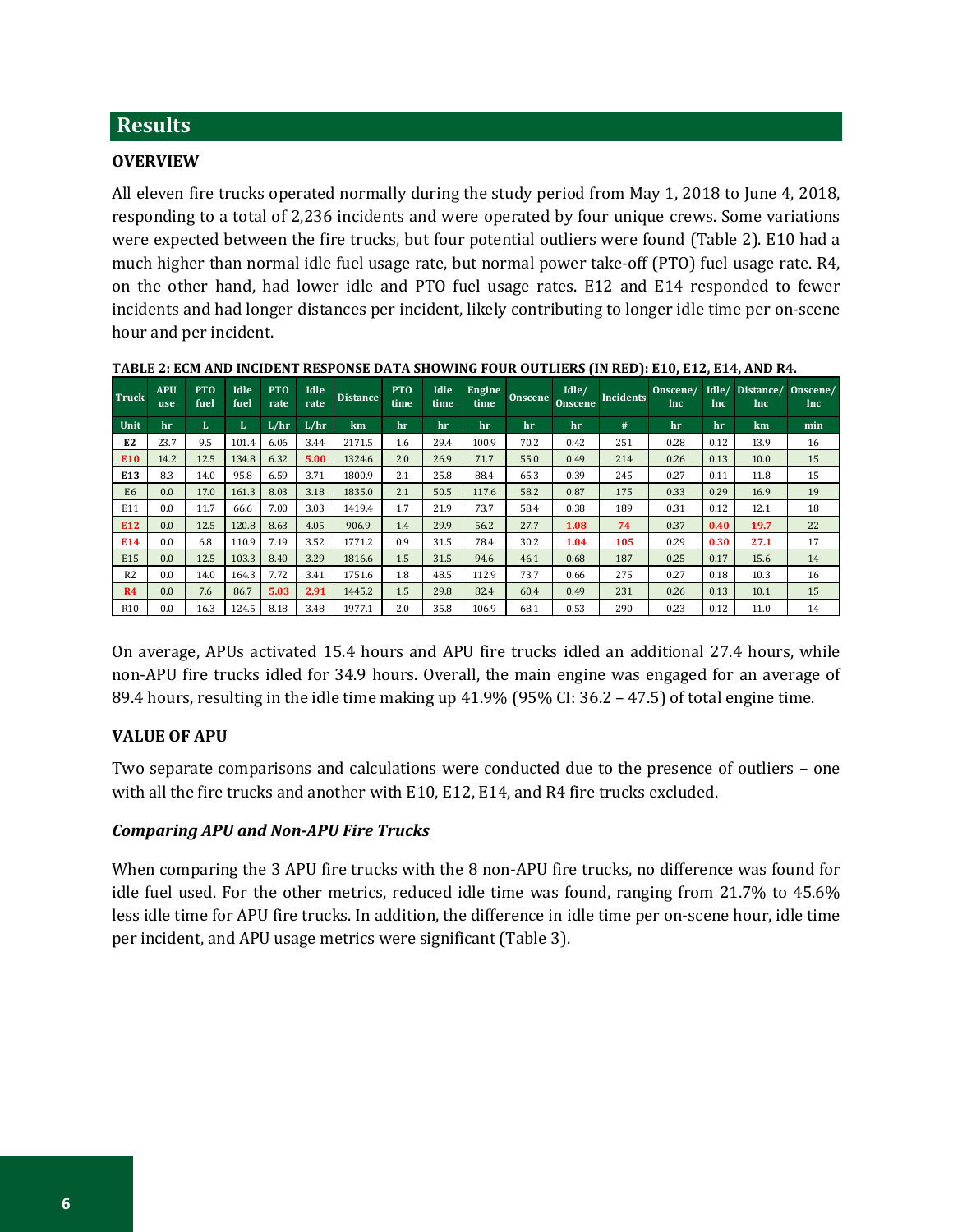## Results

### OVERVIEW

All eleven fire trucks operated normally during the study period from May 1, 2018 to June 4, 2018, responding to a total of 2,236 incidents and were operated by four unique crews. Some variations were expected between the fire trucks, but four potential outliers were found (Table 2). E10 had a much higher than normal idle fuel usage rate, but normal power take-off (PTO) fuel usage rate. R4, on the other hand, had lower idle and PTO fuel usage rates. E12 and E14 responded to fewer incidents and had longer distances per incident, likely contributing to longer idle time per on-scene hour and per incident.

**TABLE 2: ECM AND INCIDENT RESPONSE DATA SHOWING FOUR OUTLIERS (IN RED): E10, E12, E14, AND R4.**

| Truck | APU use | PTO fuel | Idle fuel | PTO rate | Idle rate | Distance | PTO time | Idle time | Engine time | Onscene | Idle/ Onscene | Incidents | Onscene/ Inc | Idle/ Inc | Distance/ Inc | Onscene/ Inc |
|---|---|---|---|---|---|---|---|---|---|---|---|---|---|---|---|---|
| Unit | hr | L | L | L/hr | L/hr | km | hr | hr | hr | hr | hr | # | hr | hr | km | min |
| E2 | 23.7 | 9.5 | 101.4 | 6.06 | 3.44 | 2171.5 | 1.6 | 29.4 | 100.9 | 70.2 | 0.42 | 251 | 0.28 | 0.12 | 13.9 | 16 |
| E10 | 14.2 | 12.5 | 134.8 | 6.32 | 5.00 | 1324.6 | 2.0 | 26.9 | 71.7 | 55.0 | 0.49 | 214 | 0.26 | 0.13 | 10.0 | 15 |
| E13 | 8.3 | 14.0 | 95.8 | 6.59 | 3.71 | 1800.9 | 2.1 | 25.8 | 88.4 | 65.3 | 0.39 | 245 | 0.27 | 0.11 | 11.8 | 15 |
| E6 | 0.0 | 17.0 | 161.3 | 8.03 | 3.18 | 1835.0 | 2.1 | 50.5 | 117.6 | 58.2 | 0.87 | 175 | 0.33 | 0.29 | 16.9 | 19 |
| E11 | 0.0 | 11.7 | 66.6 | 7.00 | 3.03 | 1419.4 | 1.7 | 21.9 | 73.7 | 58.4 | 0.38 | 189 | 0.31 | 0.12 | 12.1 | 18 |
| E12 | 0.0 | 12.5 | 120.8 | 8.63 | 4.05 | 906.9 | 1.4 | 29.9 | 56.2 | 27.7 | 1.08 | 74 | 0.37 | 0.40 | 19.7 | 22 |
| E14 | 0.0 | 6.8 | 110.9 | 7.19 | 3.52 | 1771.2 | 0.9 | 31.5 | 78.4 | 30.2 | 1.04 | 105 | 0.29 | 0.30 | 27.1 | 17 |
| E15 | 0.0 | 12.5 | 103.3 | 8.40 | 3.29 | 1816.6 | 1.5 | 31.5 | 94.6 | 46.1 | 0.68 | 187 | 0.25 | 0.17 | 15.6 | 14 |
| R2 | 0.0 | 14.0 | 164.3 | 7.72 | 3.41 | 1751.6 | 1.8 | 48.5 | 112.9 | 73.7 | 0.66 | 275 | 0.27 | 0.18 | 10.3 | 16 |
| R4 | 0.0 | 7.6 | 86.7 | 5.03 | 2.91 | 1445.2 | 1.5 | 29.8 | 82.4 | 60.4 | 0.49 | 231 | 0.26 | 0.13 | 10.1 | 15 |
| R10 | 0.0 | 16.3 | 124.5 | 8.18 | 3.48 | 1977.1 | 2.0 | 35.8 | 106.9 | 68.1 | 0.53 | 290 | 0.23 | 0.12 | 11.0 | 14 |

On average, APUs activated 15.4 hours and APU fire trucks idled an additional 27.4 hours, while non-APU fire trucks idled for 34.9 hours. Overall, the main engine was engaged for an average of 89.4 hours, resulting in the idle time making up 41.9% (95% CI: 36.2 – 47.5) of total engine time.

### VALUE OF APU

Two separate comparisons and calculations were conducted due to the presence of outliers – one with all the fire trucks and another with E10, E12, E14, and R4 fire trucks excluded.

#### *Comparing APU and Non-APU Fire Trucks*

When comparing the 3 APU fire trucks with the 8 non-APU fire trucks, no difference was found for idle fuel used. For the other metrics, reduced idle time was found, ranging from 21.7% to 45.6% less idle time for APU fire trucks. In addition, the difference in idle time per on-scene hour, idle time per incident, and APU usage metrics were significant (Table 3).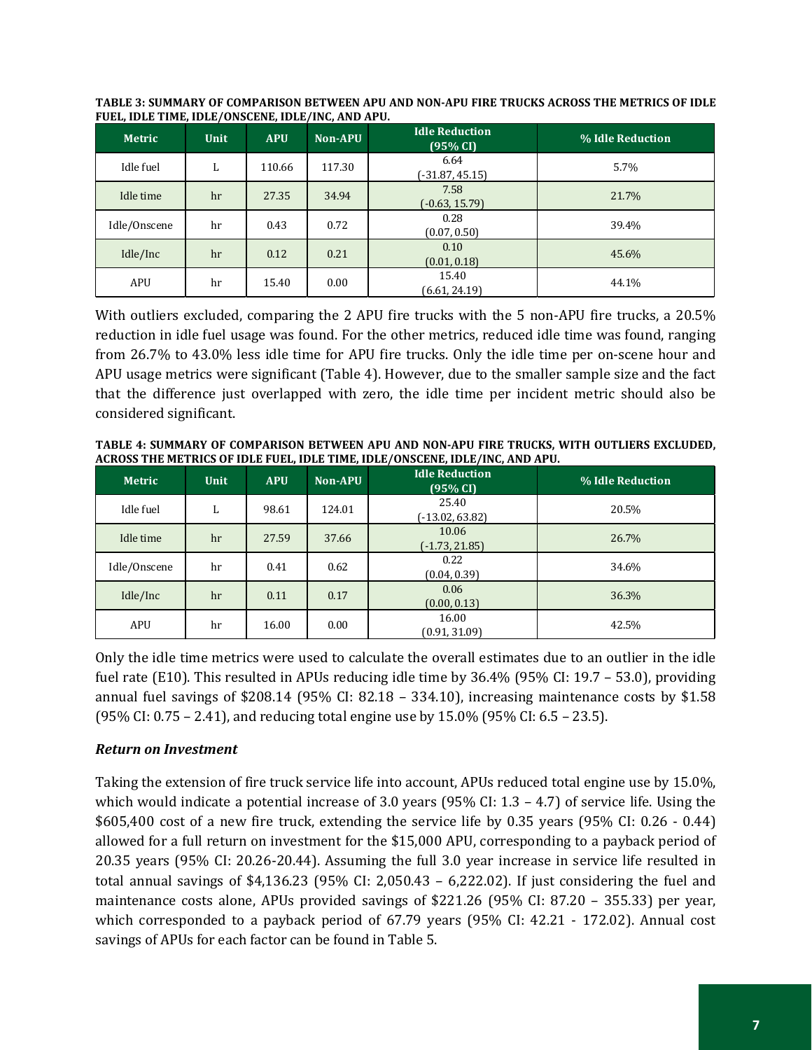**TABLE 3: SUMMARY OF COMPARISON BETWEEN APU AND NON-APU FIRE TRUCKS ACROSS THE METRICS OF IDLE FUEL, IDLE TIME, IDLE/ONSCENE, IDLE/INC, AND APU.**

| Metric | Unit | APU | Non-APU | Idle Reduction (95% CI) | % Idle Reduction |
|---|---|---|---|---|---|
| Idle fuel | L | 110.66 | 117.30 | 6.64 (-31.87, 45.15) | 5.7% |
| Idle time | hr | 27.35 | 34.94 | 7.58 (-0.63, 15.79) | 21.7% |
| Idle/Onscene | hr | 0.43 | 0.72 | 0.28 (0.07, 0.50) | 39.4% |
| Idle/Inc | hr | 0.12 | 0.21 | 0.10 (0.01, 0.18) | 45.6% |
| APU | hr | 15.40 | 0.00 | 15.40 (6.61, 24.19) | 44.1% |

With outliers excluded, comparing the 2 APU fire trucks with the 5 non-APU fire trucks, a 20.5% reduction in idle fuel usage was found. For the other metrics, reduced idle time was found, ranging from 26.7% to 43.0% less idle time for APU fire trucks. Only the idle time per on-scene hour and APU usage metrics were significant (Table 4). However, due to the smaller sample size and the fact that the difference just overlapped with zero, the idle time per incident metric should also be considered significant.

**TABLE 4: SUMMARY OF COMPARISON BETWEEN APU AND NON-APU FIRE TRUCKS, WITH OUTLIERS EXCLUDED, ACROSS THE METRICS OF IDLE FUEL, IDLE TIME, IDLE/ONSCENE, IDLE/INC, AND APU.**

| Metric | Unit | APU | Non-APU | Idle Reduction (95% CI) | % Idle Reduction |
|---|---|---|---|---|---|
| Idle fuel | L | 98.61 | 124.01 | 25.40 (-13.02, 63.82) | 20.5% |
| Idle time | hr | 27.59 | 37.66 | 10.06 (-1.73, 21.85) | 26.7% |
| Idle/Onscene | hr | 0.41 | 0.62 | 0.22 (0.04, 0.39) | 34.6% |
| Idle/Inc | hr | 0.11 | 0.17 | 0.06 (0.00, 0.13) | 36.3% |
| APU | hr | 16.00 | 0.00 | 16.00 (0.91, 31.09) | 42.5% |

Only the idle time metrics were used to calculate the overall estimates due to an outlier in the idle fuel rate (E10). This resulted in APUs reducing idle time by 36.4% (95% CI: 19.7 – 53.0), providing annual fuel savings of $208.14 (95% CI: 82.18 – 334.10), increasing maintenance costs by $1.58 (95% CI: 0.75 – 2.41), and reducing total engine use by 15.0% (95% CI: 6.5 – 23.5).

### *Return on Investment*

Taking the extension of fire truck service life into account, APUs reduced total engine use by 15.0%, which would indicate a potential increase of 3.0 years (95% CI: 1.3 – 4.7) of service life. Using the $605,400 cost of a new fire truck, extending the service life by 0.35 years (95% CI: 0.26 - 0.44) allowed for a full return on investment for the $15,000 APU, corresponding to a payback period of 20.35 years (95% CI: 20.26-20.44). Assuming the full 3.0 year increase in service life resulted in total annual savings of $4,136.23 (95% CI: 2,050.43 – 6,222.02). If just considering the fuel and maintenance costs alone, APUs provided savings of $221.26 (95% CI: 87.20 – 355.33) per year, which corresponded to a payback period of 67.79 years (95% CI: 42.21 - 172.02). Annual cost savings of APUs for each factor can be found in Table 5.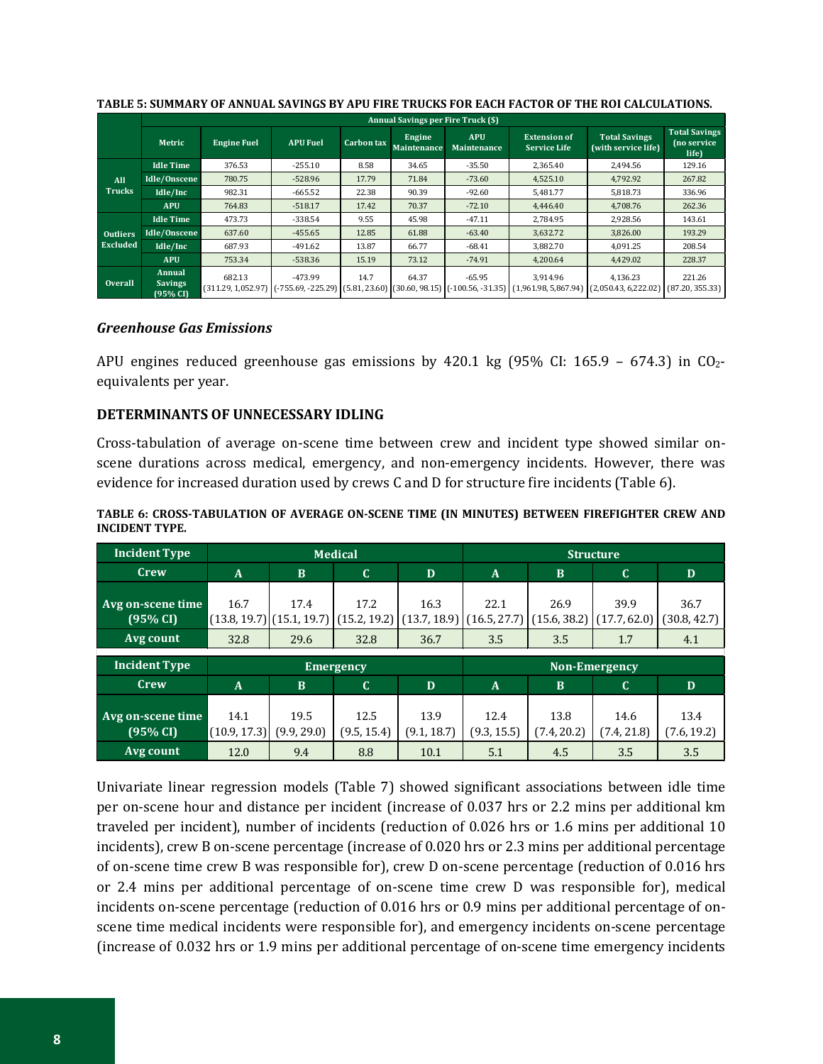**TABLE 5: SUMMARY OF ANNUAL SAVINGS BY APU FIRE TRUCKS FOR EACH FACTOR OF THE ROI CALCULATIONS.**

| | | Annual Savings per Fire Truck ($) | | | | | | | |
|---|---|---|---|---|---|---|---|---|---|
| | Metric | Engine Fuel | APU Fuel | Carbon tax | Engine Maintenance | APU Maintenance | Extension of Service Life | Total Savings (with service life) | Total Savings (no service life) |
| All Trucks | Idle Time | 376.53 | -255.10 | 8.58 | 34.65 | -35.50 | 2,365.40 | 2,494.56 | 129.16 |
| | Idle/Onscene | 780.75 | -528.96 | 17.79 | 71.84 | -73.60 | 4,525.10 | 4,792.92 | 267.82 |
| | Idle/Inc | 982.31 | -665.52 | 22.38 | 90.39 | -92.60 | 5,481.77 | 5,818.73 | 336.96 |
| | APU | 764.83 | -518.17 | 17.42 | 70.37 | -72.10 | 4,446.40 | 4,708.76 | 262.36 |
| Outliers Excluded | Idle Time | 473.73 | -338.54 | 9.55 | 45.98 | -47.11 | 2,784.95 | 2,928.56 | 143.61 |
| | Idle/Onscene | 637.60 | -455.65 | 12.85 | 61.88 | -63.40 | 3,632.72 | 3,826.00 | 193.29 |
| | Idle/Inc | 687.93 | -491.62 | 13.87 | 66.77 | -68.41 | 3,882.70 | 4,091.25 | 208.54 |
| | APU | 753.34 | -538.36 | 15.19 | 73.12 | -74.91 | 4,200.64 | 4,429.02 | 228.37 |
| Overall | Annual Savings (95% CI) | 682.13 (311.29, 1,052.97) | -473.99 (-755.69, -225.29) | 14.7 (5.81, 23.60) | 64.37 (30.60, 98.15) | -65.95 (-100.56, -31.35) | 3,914.96 (1,961.98, 5,867.94) | 4,136.23 (2,050.43, 6,222.02) | 221.26 (87.20, 355.33) |

### *Greenhouse Gas Emissions*

APU engines reduced greenhouse gas emissions by 420.1 kg (95% CI: 165.9 – 674.3) in $CO_2$-equivalents per year.

### DETERMINANTS OF UNNECESSARY IDLING

Cross-tabulation of average on-scene time between crew and incident type showed similar on-scene durations across medical, emergency, and non-emergency incidents. However, there was evidence for increased duration used by crews C and D for structure fire incidents (Table 6).

**TABLE 6: CROSS-TABULATION OF AVERAGE ON-SCENE TIME (IN MINUTES) BETWEEN FIREFIGHTER CREW AND INCIDENT TYPE.**

| Incident Type | Medical | | | | Structure | | | |
|---|---|---|---|---|---|---|---|---|
| Crew | A | B | C | D | A | B | C | D |
| Avg on-scene time (95% CI) | 16.7 (13.8, 19.7) | 17.4 (15.1, 19.7) | 17.2 (15.2, 19.2) | 16.3 (13.7, 18.9) | 22.1 (16.5, 27.7) | 26.9 (15.6, 38.2) | 39.9 (17.7, 62.0) | 36.7 (30.8, 42.7) |
| Avg count | 32.8 | 29.6 | 32.8 | 36.7 | 3.5 | 3.5 | 1.7 | 4.1 |
| **Incident Type** | **Emergency** | | | | **Non-Emergency** | | | |
| **Crew** | **A** | **B** | **C** | **D** | **A** | **B** | **C** | **D** |
| Avg on-scene time (95% CI) | 14.1 (10.9, 17.3) | 19.5 (9.9, 29.0) | 12.5 (9.5, 15.4) | 13.9 (9.1, 18.7) | 12.4 (9.3, 15.5) | 13.8 (7.4, 20.2) | 14.6 (7.4, 21.8) | 13.4 (7.6, 19.2) |
| Avg count | 12.0 | 9.4 | 8.8 | 10.1 | 5.1 | 4.5 | 3.5 | 3.5 |

Univariate linear regression models (Table 7) showed significant associations between idle time per on-scene hour and distance per incident (increase of 0.037 hrs or 2.2 mins per additional km traveled per incident), number of incidents (reduction of 0.026 hrs or 1.6 mins per additional 10 incidents), crew B on-scene percentage (increase of 0.020 hrs or 2.3 mins per additional percentage of on-scene time crew B was responsible for), crew D on-scene percentage (reduction of 0.016 hrs or 2.4 mins per additional percentage of on-scene time crew D was responsible for), medical incidents on-scene percentage (reduction of 0.016 hrs or 0.9 mins per additional percentage of on-scene time medical incidents were responsible for), and emergency incidents on-scene percentage (increase of 0.032 hrs or 1.9 mins per additional percentage of on-scene time emergency incidents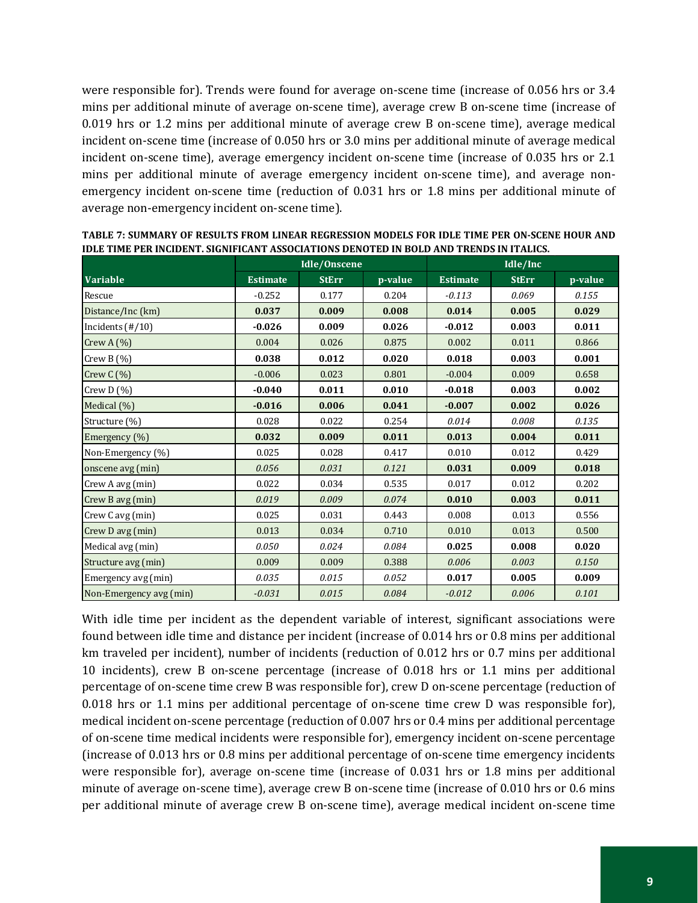were responsible for). Trends were found for average on-scene time (increase of 0.056 hrs or 3.4 mins per additional minute of average on-scene time), average crew B on-scene time (increase of 0.019 hrs or 1.2 mins per additional minute of average crew B on-scene time), average medical incident on-scene time (increase of 0.050 hrs or 3.0 mins per additional minute of average medical incident on-scene time), average emergency incident on-scene time (increase of 0.035 hrs or 2.1 mins per additional minute of average emergency incident on-scene time), and average non-emergency incident on-scene time (reduction of 0.031 hrs or 1.8 mins per additional minute of average non-emergency incident on-scene time).

**TABLE 7: SUMMARY OF RESULTS FROM LINEAR REGRESSION MODELS FOR IDLE TIME PER ON-SCENE HOUR AND IDLE TIME PER INCIDENT. SIGNIFICANT ASSOCIATIONS DENOTED IN BOLD AND TRENDS IN ITALICS.**

| | Idle/Onscene | | | Idle/Inc | | |
|---|---|---|---|---|---|---|
| **Variable** | **Estimate** | **StErr** | **p-value** | **Estimate** | **StErr** | **p-value** |
| Rescue | -0.252 | 0.177 | 0.204 | *-0.113* | *0.069* | *0.155* |
| Distance/Inc (km) | **0.037** | **0.009** | **0.008** | **0.014** | **0.005** | **0.029** |
| Incidents (#/10) | **-0.026** | **0.009** | **0.026** | **-0.012** | **0.003** | **0.011** |
| Crew A (%) | 0.004 | 0.026 | 0.875 | 0.002 | 0.011 | 0.866 |
| Crew B (%) | **0.038** | **0.012** | **0.020** | **0.018** | **0.003** | **0.001** |
| Crew C (%) | -0.006 | 0.023 | 0.801 | -0.004 | 0.009 | 0.658 |
| Crew D (%) | **-0.040** | **0.011** | **0.010** | **-0.018** | **0.003** | **0.002** |
| Medical (%) | **-0.016** | **0.006** | **0.041** | **-0.007** | **0.002** | **0.026** |
| Structure (%) | 0.028 | 0.022 | 0.254 | *0.014* | *0.008* | *0.135* |
| Emergency (%) | **0.032** | **0.009** | **0.011** | **0.013** | **0.004** | **0.011** |
| Non-Emergency (%) | 0.025 | 0.028 | 0.417 | 0.010 | 0.012 | 0.429 |
| onscene avg (min) | *0.056* | *0.031* | *0.121* | **0.031** | **0.009** | **0.018** |
| Crew A avg (min) | 0.022 | 0.034 | 0.535 | 0.017 | 0.012 | 0.202 |
| Crew B avg (min) | *0.019* | *0.009* | *0.074* | **0.010** | **0.003** | **0.011** |
| Crew C avg (min) | 0.025 | 0.031 | 0.443 | 0.008 | 0.013 | 0.556 |
| Crew D avg (min) | 0.013 | 0.034 | 0.710 | 0.010 | 0.013 | 0.500 |
| Medical avg (min) | *0.050* | *0.024* | *0.084* | **0.025** | **0.008** | **0.020** |
| Structure avg (min) | 0.009 | 0.009 | 0.388 | *0.006* | *0.003* | *0.150* |
| Emergency avg (min) | *0.035* | *0.015* | *0.052* | **0.017** | **0.005** | **0.009** |
| Non-Emergency avg (min) | *-0.031* | *0.015* | *0.084* | *-0.012* | *0.006* | *0.101* |

With idle time per incident as the dependent variable of interest, significant associations were found between idle time and distance per incident (increase of 0.014 hrs or 0.8 mins per additional km traveled per incident), number of incidents (reduction of 0.012 hrs or 0.7 mins per additional 10 incidents), crew B on-scene percentage (increase of 0.018 hrs or 1.1 mins per additional percentage of on-scene time crew B was responsible for), crew D on-scene percentage (reduction of 0.018 hrs or 1.1 mins per additional percentage of on-scene time crew D was responsible for), medical incident on-scene percentage (reduction of 0.007 hrs or 0.4 mins per additional percentage of on-scene time medical incidents were responsible for), emergency incident on-scene percentage (increase of 0.013 hrs or 0.8 mins per additional percentage of on-scene time emergency incidents were responsible for), average on-scene time (increase of 0.031 hrs or 1.8 mins per additional minute of average on-scene time), average crew B on-scene time (increase of 0.010 hrs or 0.6 mins per additional minute of average crew B on-scene time), average medical incident on-scene time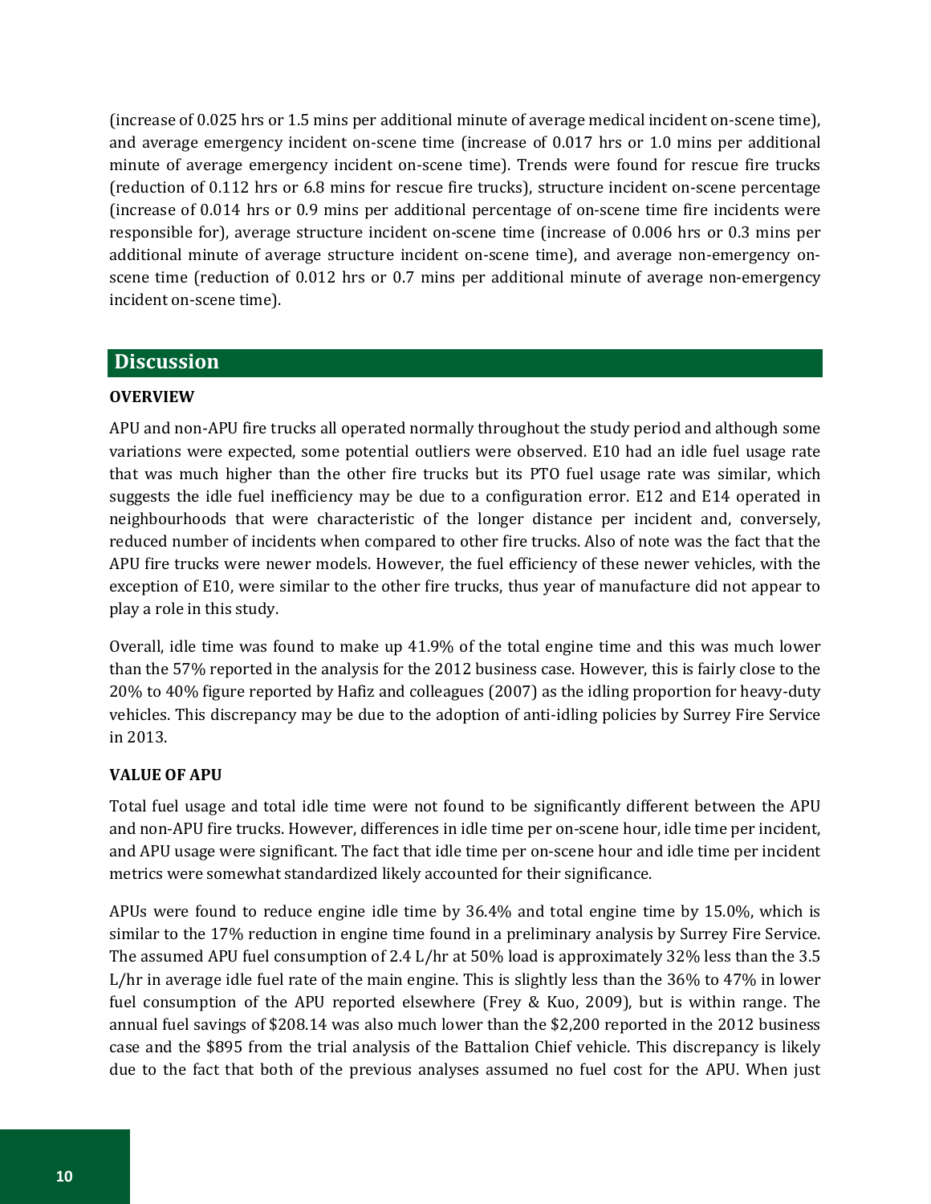(increase of 0.025 hrs or 1.5 mins per additional minute of average medical incident on-scene time), and average emergency incident on-scene time (increase of 0.017 hrs or 1.0 mins per additional minute of average emergency incident on-scene time). Trends were found for rescue fire trucks (reduction of 0.112 hrs or 6.8 mins for rescue fire trucks), structure incident on-scene percentage (increase of 0.014 hrs or 0.9 mins per additional percentage of on-scene time fire incidents were responsible for), average structure incident on-scene time (increase of 0.006 hrs or 0.3 mins per additional minute of average structure incident on-scene time), and average non-emergency on-scene time (reduction of 0.012 hrs or 0.7 mins per additional minute of average non-emergency incident on-scene time).

## Discussion

### OVERVIEW

APU and non-APU fire trucks all operated normally throughout the study period and although some variations were expected, some potential outliers were observed. E10 had an idle fuel usage rate that was much higher than the other fire trucks but its PTO fuel usage rate was similar, which suggests the idle fuel inefficiency may be due to a configuration error. E12 and E14 operated in neighbourhoods that were characteristic of the longer distance per incident and, conversely, reduced number of incidents when compared to other fire trucks. Also of note was the fact that the APU fire trucks were newer models. However, the fuel efficiency of these newer vehicles, with the exception of E10, were similar to the other fire trucks, thus year of manufacture did not appear to play a role in this study.

Overall, idle time was found to make up 41.9% of the total engine time and this was much lower than the 57% reported in the analysis for the 2012 business case. However, this is fairly close to the 20% to 40% figure reported by Hafiz and colleagues (2007) as the idling proportion for heavy-duty vehicles. This discrepancy may be due to the adoption of anti-idling policies by Surrey Fire Service in 2013.

### VALUE OF APU

Total fuel usage and total idle time were not found to be significantly different between the APU and non-APU fire trucks. However, differences in idle time per on-scene hour, idle time per incident, and APU usage were significant. The fact that idle time per on-scene hour and idle time per incident metrics were somewhat standardized likely accounted for their significance.

APUs were found to reduce engine idle time by 36.4% and total engine time by 15.0%, which is similar to the 17% reduction in engine time found in a preliminary analysis by Surrey Fire Service. The assumed APU fuel consumption of 2.4 L/hr at 50% load is approximately 32% less than the 3.5 L/hr in average idle fuel rate of the main engine. This is slightly less than the 36% to 47% in lower fuel consumption of the APU reported elsewhere (Frey & Kuo, 2009), but is within range. The annual fuel savings of $208.14 was also much lower than the $2,200 reported in the 2012 business case and the $895 from the trial analysis of the Battalion Chief vehicle. This discrepancy is likely due to the fact that both of the previous analyses assumed no fuel cost for the APU. When just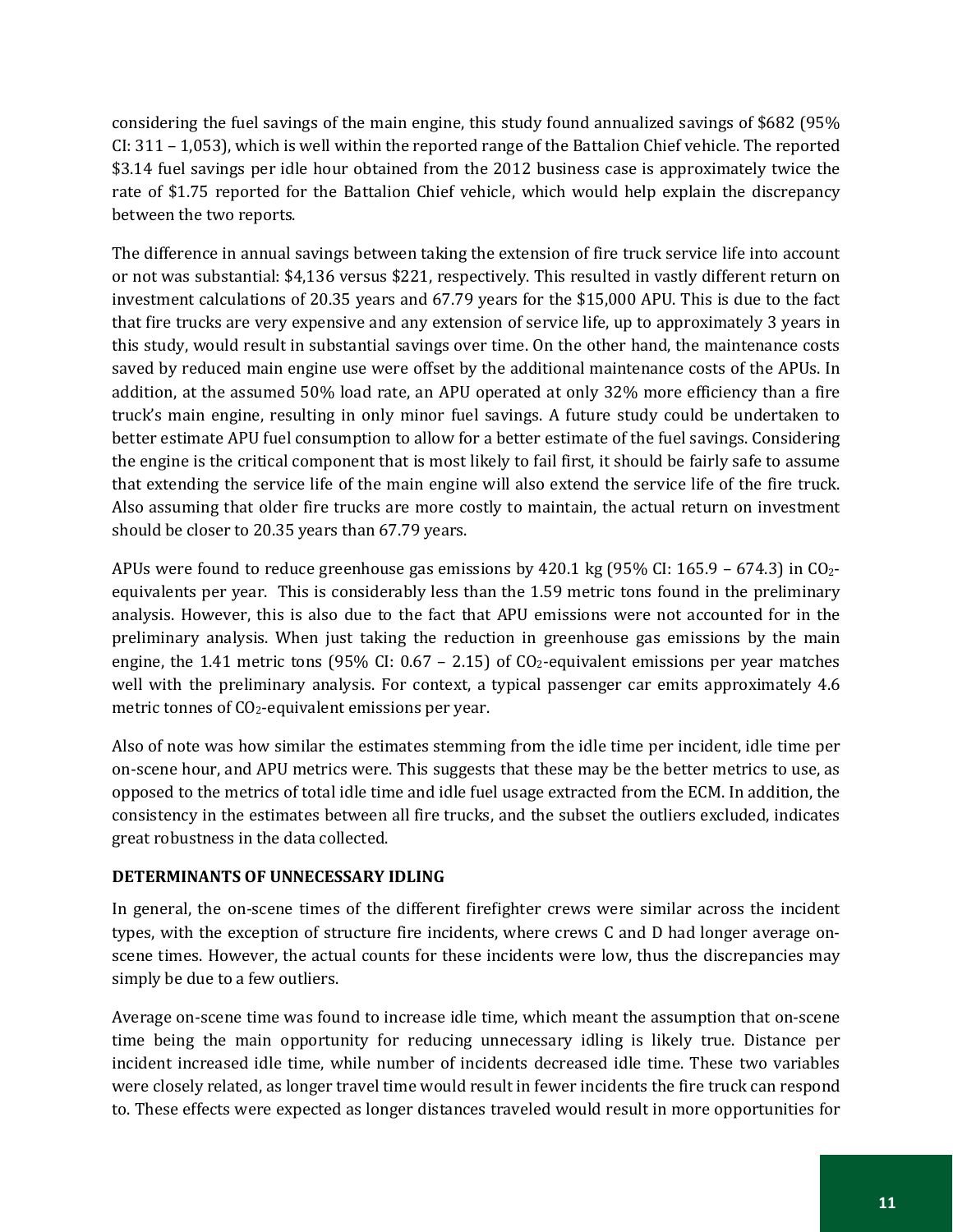considering the fuel savings of the main engine, this study found annualized savings of $682 (95% CI: 311 – 1,053), which is well within the reported range of the Battalion Chief vehicle. The reported $3.14 fuel savings per idle hour obtained from the 2012 business case is approximately twice the rate of $1.75 reported for the Battalion Chief vehicle, which would help explain the discrepancy between the two reports.

The difference in annual savings between taking the extension of fire truck service life into account or not was substantial: $4,136 versus $221, respectively. This resulted in vastly different return on investment calculations of 20.35 years and 67.79 years for the $15,000 APU. This is due to the fact that fire trucks are very expensive and any extension of service life, up to approximately 3 years in this study, would result in substantial savings over time. On the other hand, the maintenance costs saved by reduced main engine use were offset by the additional maintenance costs of the APUs. In addition, at the assumed 50% load rate, an APU operated at only 32% more efficiency than a fire truck's main engine, resulting in only minor fuel savings. A future study could be undertaken to better estimate APU fuel consumption to allow for a better estimate of the fuel savings. Considering the engine is the critical component that is most likely to fail first, it should be fairly safe to assume that extending the service life of the main engine will also extend the service life of the fire truck. Also assuming that older fire trucks are more costly to maintain, the actual return on investment should be closer to 20.35 years than 67.79 years.

APUs were found to reduce greenhouse gas emissions by 420.1 kg (95% CI: 165.9 – 674.3) in $CO_2$-equivalents per year. This is considerably less than the 1.59 metric tons found in the preliminary analysis. However, this is also due to the fact that APU emissions were not accounted for in the preliminary analysis. When just taking the reduction in greenhouse gas emissions by the main engine, the 1.41 metric tons (95% CI: 0.67 – 2.15) of $CO_2$-equivalent emissions per year matches well with the preliminary analysis. For context, a typical passenger car emits approximately 4.6 metric tonnes of $CO_2$-equivalent emissions per year.

Also of note was how similar the estimates stemming from the idle time per incident, idle time per on-scene hour, and APU metrics were. This suggests that these may be the better metrics to use, as opposed to the metrics of total idle time and idle fuel usage extracted from the ECM. In addition, the consistency in the estimates between all fire trucks, and the subset the outliers excluded, indicates great robustness in the data collected.

**DETERMINANTS OF UNNECESSARY IDLING**

In general, the on-scene times of the different firefighter crews were similar across the incident types, with the exception of structure fire incidents, where crews C and D had longer average on-scene times. However, the actual counts for these incidents were low, thus the discrepancies may simply be due to a few outliers.

Average on-scene time was found to increase idle time, which meant the assumption that on-scene time being the main opportunity for reducing unnecessary idling is likely true. Distance per incident increased idle time, while number of incidents decreased idle time. These two variables were closely related, as longer travel time would result in fewer incidents the fire truck can respond to. These effects were expected as longer distances traveled would result in more opportunities for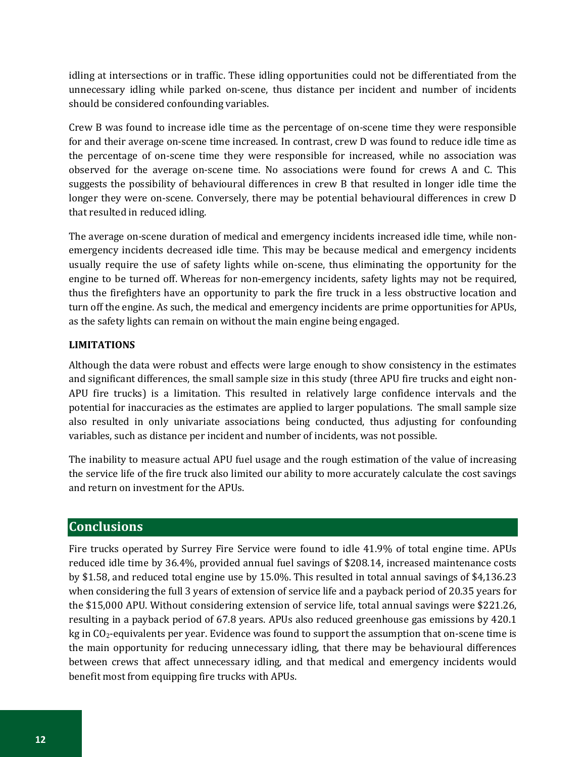idling at intersections or in traffic. These idling opportunities could not be differentiated from the unnecessary idling while parked on-scene, thus distance per incident and number of incidents should be considered confounding variables.

Crew B was found to increase idle time as the percentage of on-scene time they were responsible for and their average on-scene time increased. In contrast, crew D was found to reduce idle time as the percentage of on-scene time they were responsible for increased, while no association was observed for the average on-scene time. No associations were found for crews A and C. This suggests the possibility of behavioural differences in crew B that resulted in longer idle time the longer they were on-scene. Conversely, there may be potential behavioural differences in crew D that resulted in reduced idling.

The average on-scene duration of medical and emergency incidents increased idle time, while non-emergency incidents decreased idle time. This may be because medical and emergency incidents usually require the use of safety lights while on-scene, thus eliminating the opportunity for the engine to be turned off. Whereas for non-emergency incidents, safety lights may not be required, thus the firefighters have an opportunity to park the fire truck in a less obstructive location and turn off the engine. As such, the medical and emergency incidents are prime opportunities for APUs, as the safety lights can remain on without the main engine being engaged.

**LIMITATIONS**

Although the data were robust and effects were large enough to show consistency in the estimates and significant differences, the small sample size in this study (three APU fire trucks and eight non-APU fire trucks) is a limitation. This resulted in relatively large confidence intervals and the potential for inaccuracies as the estimates are applied to larger populations. The small sample size also resulted in only univariate associations being conducted, thus adjusting for confounding variables, such as distance per incident and number of incidents, was not possible.

The inability to measure actual APU fuel usage and the rough estimation of the value of increasing the service life of the fire truck also limited our ability to more accurately calculate the cost savings and return on investment for the APUs.

## Conclusions

Fire trucks operated by Surrey Fire Service were found to idle 41.9% of total engine time. APUs reduced idle time by 36.4%, provided annual fuel savings of $208.14, increased maintenance costs by $1.58, and reduced total engine use by 15.0%. This resulted in total annual savings of $4,136.23 when considering the full 3 years of extension of service life and a payback period of 20.35 years for the $15,000 APU. Without considering extension of service life, total annual savings were $221.26, resulting in a payback period of 67.8 years. APUs also reduced greenhouse gas emissions by 420.1 kg in $CO_2$-equivalents per year. Evidence was found to support the assumption that on-scene time is the main opportunity for reducing unnecessary idling, that there may be behavioural differences between crews that affect unnecessary idling, and that medical and emergency incidents would benefit most from equipping fire trucks with APUs.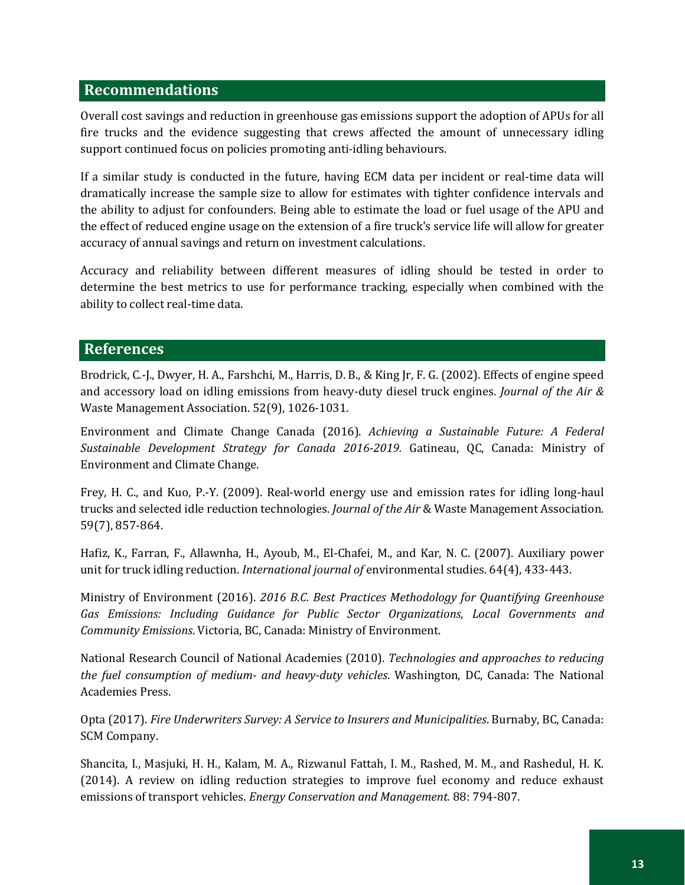## Recommendations

Overall cost savings and reduction in greenhouse gas emissions support the adoption of APUs for all fire trucks and the evidence suggesting that crews affected the amount of unnecessary idling support continued focus on policies promoting anti-idling behaviours.

If a similar study is conducted in the future, having ECM data per incident or real-time data will dramatically increase the sample size to allow for estimates with tighter confidence intervals and the ability to adjust for confounders. Being able to estimate the load or fuel usage of the APU and the effect of reduced engine usage on the extension of a fire truck's service life will allow for greater accuracy of annual savings and return on investment calculations.

Accuracy and reliability between different measures of idling should be tested in order to determine the best metrics to use for performance tracking, especially when combined with the ability to collect real-time data.

## References

Brodrick, C.-J., Dwyer, H. A., Farshchi, M., Harris, D. B., & King Jr, F. G. (2002). Effects of engine speed and accessory load on idling emissions from heavy-duty diesel truck engines. *Journal of the Air &* Waste Management Association. 52(9), 1026-1031.

Environment and Climate Change Canada (2016). *Achieving a Sustainable Future: A Federal Sustainable Development Strategy for Canada 2016-2019.* Gatineau, QC, Canada: Ministry of Environment and Climate Change.

Frey, H. C., and Kuo, P.-Y. (2009). Real-world energy use and emission rates for idling long-haul trucks and selected idle reduction technologies. *Journal of the Air* & Waste Management Association. 59(7), 857-864.

Hafiz, K., Farran, F., Allawnha, H., Ayoub, M., El-Chafei, M., and Kar, N. C. (2007). Auxiliary power unit for truck idling reduction. *International journal of* environmental studies. 64(4), 433-443.

Ministry of Environment (2016). *2016 B.C. Best Practices Methodology for Quantifying Greenhouse Gas Emissions: Including Guidance for Public Sector Organizations, Local Governments and Community Emissions*. Victoria, BC, Canada: Ministry of Environment.

National Research Council of National Academies (2010). *Technologies and approaches to reducing the fuel consumption of medium- and heavy-duty vehicles*. Washington, DC, Canada: The National Academies Press.

Opta (2017). *Fire Underwriters Survey: A Service to Insurers and Municipalities*. Burnaby, BC, Canada: SCM Company.

Shancita, I., Masjuki, H. H., Kalam, M. A., Rizwanul Fattah, I. M., Rashed, M. M., and Rashedul, H. K. (2014). A review on idling reduction strategies to improve fuel economy and reduce exhaust emissions of transport vehicles. *Energy Conservation and Management.* 88: 794-807.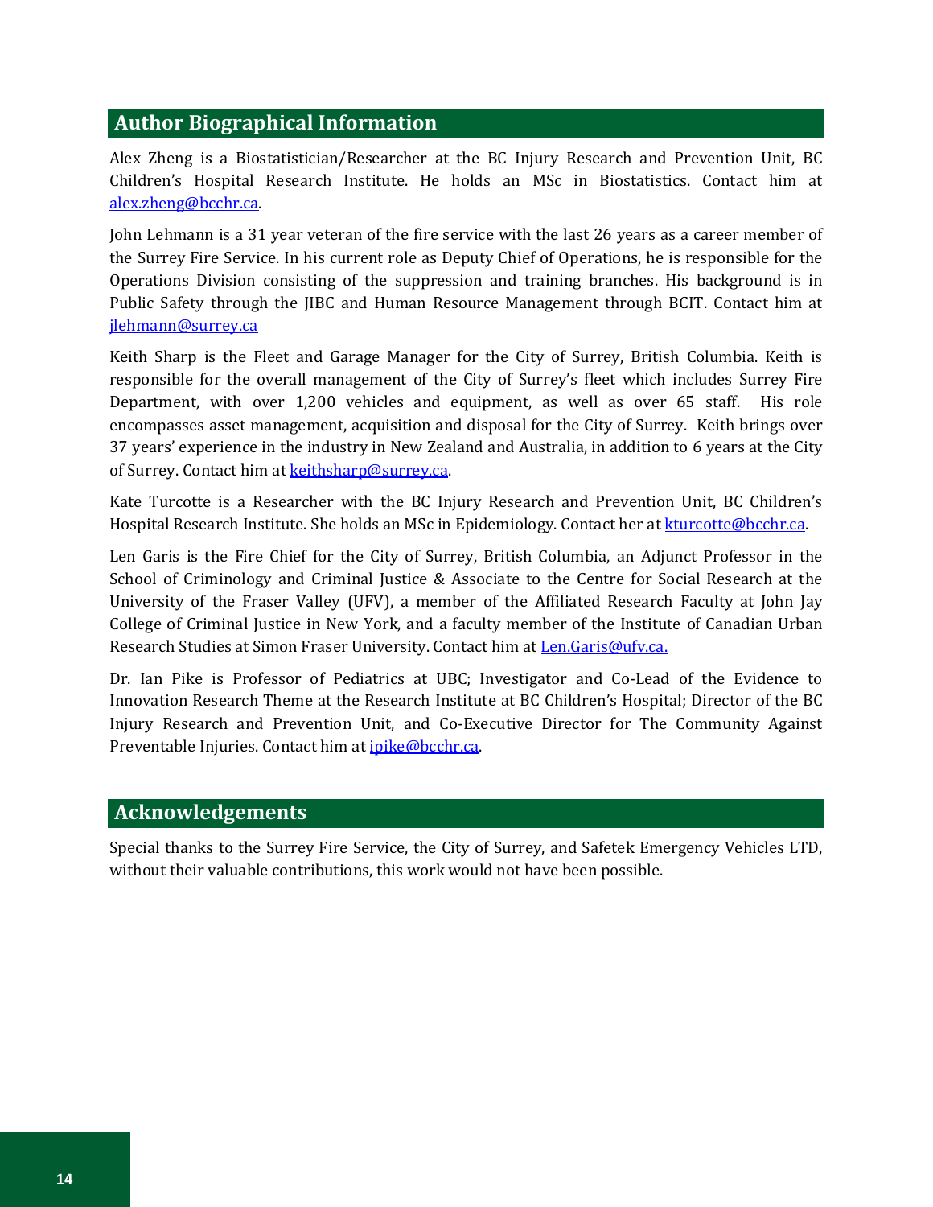## Author Biographical Information

Alex Zheng is a Biostatistician/Researcher at the BC Injury Research and Prevention Unit, BC Children's Hospital Research Institute. He holds an MSc in Biostatistics. Contact him at alex.zheng@bcchr.ca.

John Lehmann is a 31 year veteran of the fire service with the last 26 years as a career member of the Surrey Fire Service. In his current role as Deputy Chief of Operations, he is responsible for the Operations Division consisting of the suppression and training branches. His background is in Public Safety through the JIBC and Human Resource Management through BCIT. Contact him at jlehmann@surrey.ca

Keith Sharp is the Fleet and Garage Manager for the City of Surrey, British Columbia. Keith is responsible for the overall management of the City of Surrey's fleet which includes Surrey Fire Department, with over 1,200 vehicles and equipment, as well as over 65 staff. His role encompasses asset management, acquisition and disposal for the City of Surrey. Keith brings over 37 years' experience in the industry in New Zealand and Australia, in addition to 6 years at the City of Surrey. Contact him at keithsharp@surrey.ca.

Kate Turcotte is a Researcher with the BC Injury Research and Prevention Unit, BC Children's Hospital Research Institute. She holds an MSc in Epidemiology. Contact her at kturcotte@bcchr.ca.

Len Garis is the Fire Chief for the City of Surrey, British Columbia, an Adjunct Professor in the School of Criminology and Criminal Justice & Associate to the Centre for Social Research at the University of the Fraser Valley (UFV), a member of the Affiliated Research Faculty at John Jay College of Criminal Justice in New York, and a faculty member of the Institute of Canadian Urban Research Studies at Simon Fraser University. Contact him at Len.Garis@ufv.ca.

Dr. Ian Pike is Professor of Pediatrics at UBC; Investigator and Co-Lead of the Evidence to Innovation Research Theme at the Research Institute at BC Children's Hospital; Director of the BC Injury Research and Prevention Unit, and Co-Executive Director for The Community Against Preventable Injuries. Contact him at ipike@bcchr.ca.

## Acknowledgements

Special thanks to the Surrey Fire Service, the City of Surrey, and Safetek Emergency Vehicles LTD, without their valuable contributions, this work would not have been possible.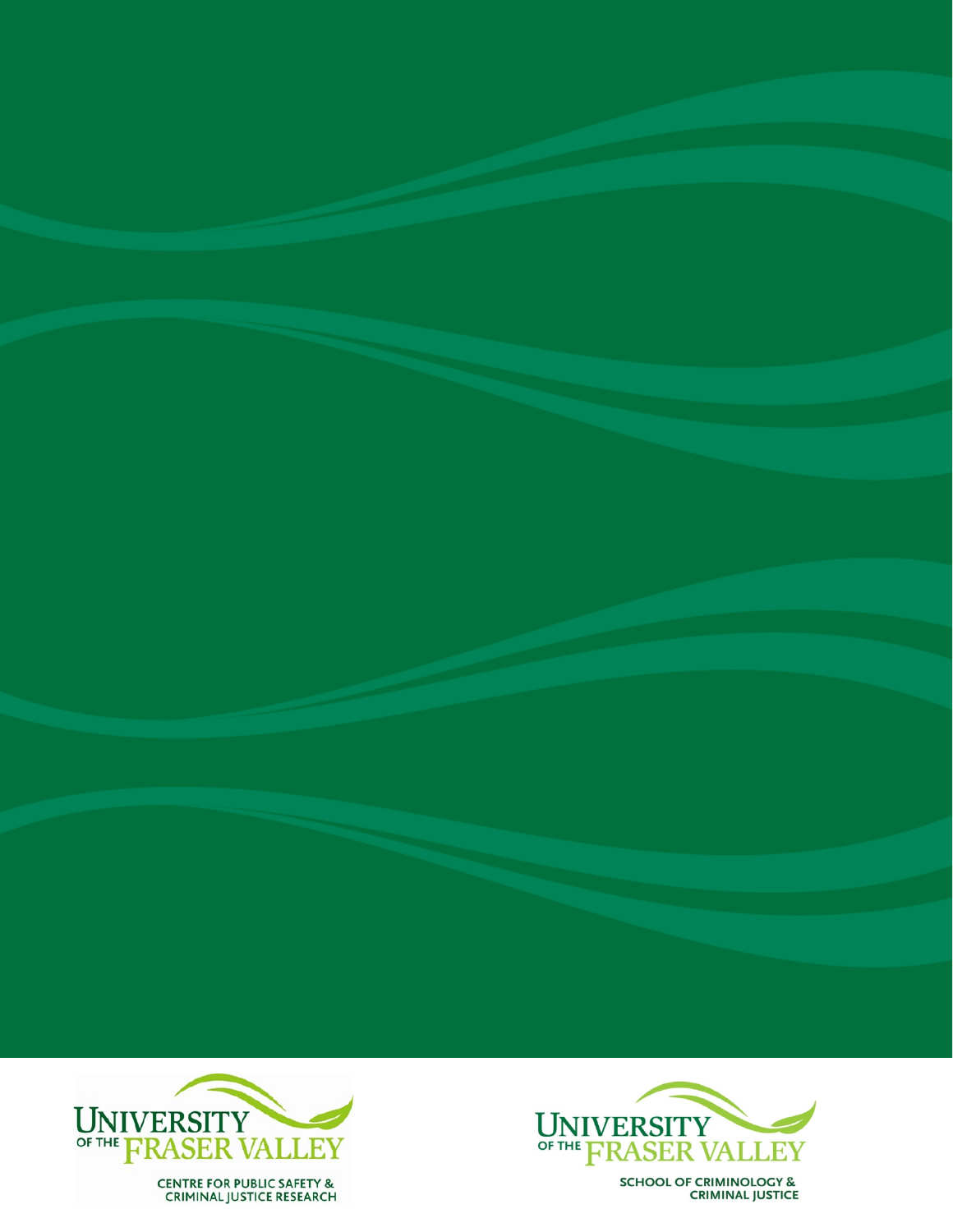UNIVERSITY OF THE FRASER VALLEY

CENTRE FOR PUBLIC SAFETY & CRIMINAL JUSTICE RESEARCH

UNIVERSITY OF THE FRASER VALLEY

SCHOOL OF CRIMINOLOGY & CRIMINAL JUSTICE